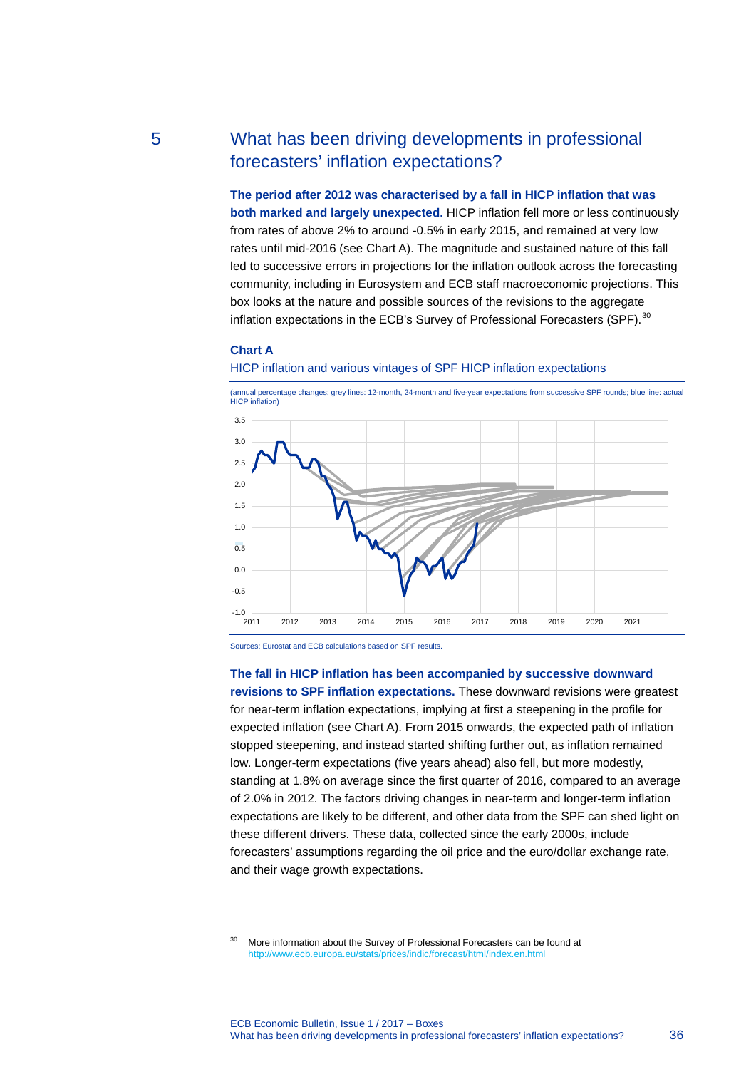## 5 What has been driving developments in professional forecasters' inflation expectations?

**The period after 2012 was characterised by a fall in HICP inflation that was both marked and largely unexpected.** HICP inflation fell more or less continuously from rates of above 2% to around -0.5% in early 2015, and remained at very low rates until mid-2016 (see Chart A). The magnitude and sustained nature of this fall led to successive errors in projections for the inflation outlook across the forecasting community, including in Eurosystem and ECB staff macroeconomic projections. This box looks at the nature and possible sources of the revisions to the aggregate inflation expectations in the ECB's Survey of Professional Forecasters (SPF).[30]

**Chart A**

HICP inflation and various vintages of SPF HICP inflation expectations

(annual percentage changes; grey lines: 12-month, 24-month and five-year expectations from successive SPF rounds; blue line: actual HICP inflation)

Sources: Eurostat and ECB calculations based on SPF results.

**The fall in HICP inflation has been accompanied by successive downward revisions to SPF inflation expectations.** These downward revisions were greatest for near-term inflation expectations, implying at first a steepening in the profile for expected inflation (see Chart A). From 2015 onwards, the expected path of inflation stopped steepening, and instead started shifting further out, as inflation remained low. Longer-term expectations (five years ahead) also fell, but more modestly, standing at 1.8% on average since the first quarter of 2016, compared to an average of 2.0% in 2012. The factors driving changes in near-term and longer-term inflation expectations are likely to be different, and other data from the SPF can shed light on these different drivers. These data, collected since the early 2000s, include forecasters' assumptions regarding the oil price and the euro/dollar exchange rate, and their wage growth expectations.

[30] More information about the Survey of Professional Forecasters can be found at http://www.ecb.europa.eu/stats/prices/indic/forecast/html/index.en.html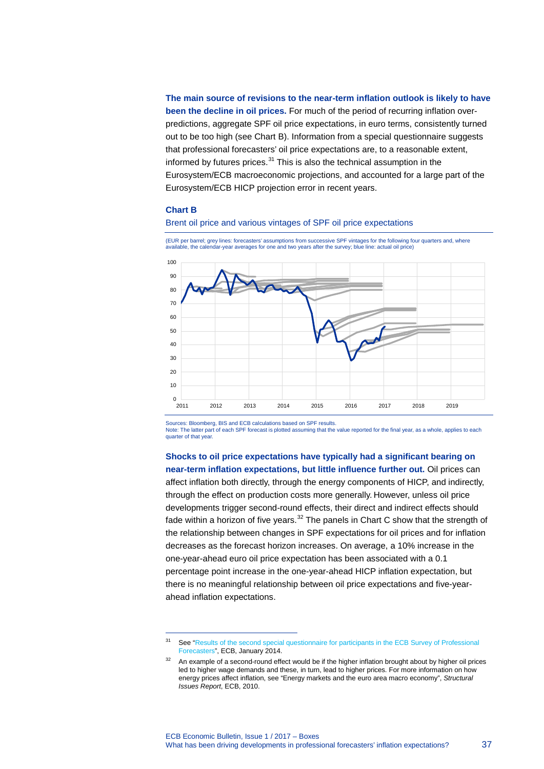**The main source of revisions to the near-term inflation outlook is likely to have been the decline in oil prices.** For much of the period of recurring inflation over-predictions, aggregate SPF oil price expectations, in euro terms, consistently turned out to be too high (see Chart B). Information from a special questionnaire suggests that professional forecasters' oil price expectations are, to a reasonable extent, informed by futures prices.[31] This is also the technical assumption in the Eurosystem/ECB macroeconomic projections, and accounted for a large part of the Eurosystem/ECB HICP projection error in recent years.

**Chart B**

Brent oil price and various vintages of SPF oil price expectations

(EUR per barrel; grey lines: forecasters' assumptions from successive SPF vintages for the following four quarters and, where available, the calendar-year averages for one and two years after the survey; blue line: actual oil price)

Sources: Bloomberg, BIS and ECB calculations based on SPF results.
Note: The latter part of each SPF forecast is plotted assuming that the value reported for the final year, as a whole, applies to each quarter of that year.

**Shocks to oil price expectations have typically had a significant bearing on near-term inflation expectations, but little influence further out.** Oil prices can affect inflation both directly, through the energy components of HICP, and indirectly, through the effect on production costs more generally. However, unless oil price developments trigger second-round effects, their direct and indirect effects should fade within a horizon of five years.[32] The panels in Chart C show that the strength of the relationship between changes in SPF expectations for oil prices and for inflation decreases as the forecast horizon increases. On average, a 10% increase in the one-year-ahead euro oil price expectation has been associated with a 0.1 percentage point increase in the one-year-ahead HICP inflation expectation, but there is no meaningful relationship between oil price expectations and five-year-ahead inflation expectations.

---

[31] See "Results of the second special questionnaire for participants in the ECB Survey of Professional Forecasters", ECB, January 2014.

[32] An example of a second-round effect would be if the higher inflation brought about by higher oil prices led to higher wage demands and these, in turn, lead to higher prices. For more information on how energy prices affect inflation, see "Energy markets and the euro area macro economy", *Structural Issues Report*, ECB, 2010.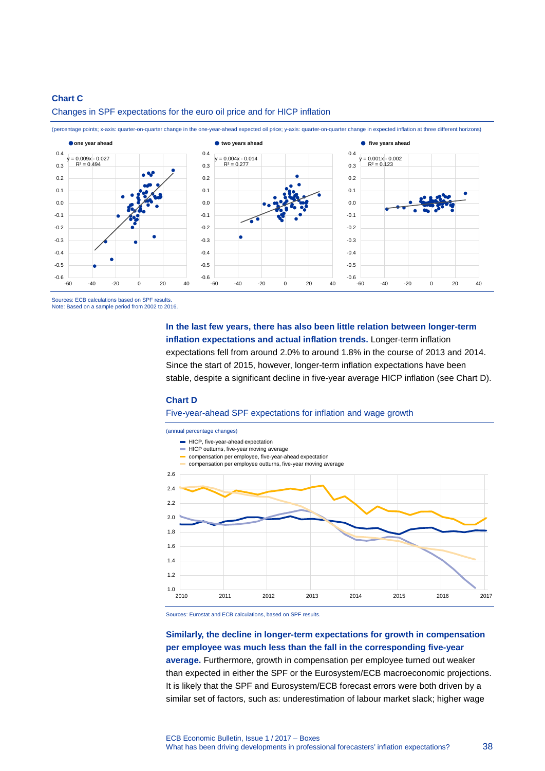**Chart C**

Changes in SPF expectations for the euro oil price and for HICP inflation

(percentage points; x-axis: quarter-on-quarter change in the one-year-ahead expected oil price; y-axis: quarter-on-quarter change in expected inflation at three different horizons)

- one year ahead: $y = 0.009x - 0.027$, $R^2 = 0.494$
- two years ahead: $y = 0.004x - 0.014$, $R^2 = 0.277$
- five years ahead: $y = 0.001x - 0.002$, $R^2 = 0.123$

Sources: ECB calculations based on SPF results.
Note: Based on a sample period from 2002 to 2016.

**In the last few years, there has also been little relation between longer-term inflation expectations and actual inflation trends.** Longer-term inflation expectations fell from around 2.0% to around 1.8% in the course of 2013 and 2014. Since the start of 2015, however, longer-term inflation expectations have been stable, despite a significant decline in five-year average HICP inflation (see Chart D).

**Chart D**

Five-year-ahead SPF expectations for inflation and wage growth

(annual percentage changes)

- HICP, five-year-ahead expectation
- HICP outturns, five-year moving average
- compensation per employee, five-year-ahead expectation
- compensation per employee outturns, five-year moving average

Sources: Eurostat and ECB calculations, based on SPF results.

**Similarly, the decline in longer-term expectations for growth in compensation per employee was much less than the fall in the corresponding five-year average.** Furthermore, growth in compensation per employee turned out weaker than expected in either the SPF or the Eurosystem/ECB macroeconomic projections. It is likely that the SPF and Eurosystem/ECB forecast errors were both driven by a similar set of factors, such as: underestimation of labour market slack; higher wage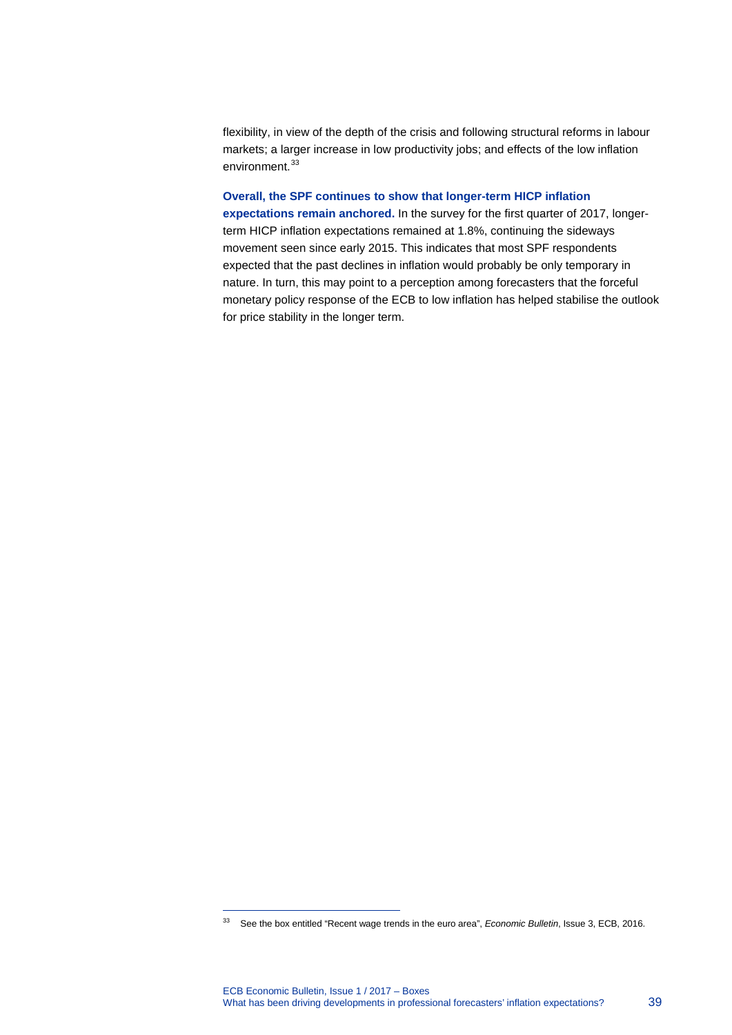flexibility, in view of the depth of the crisis and following structural reforms in labour markets; a larger increase in low productivity jobs; and effects of the low inflation environment.[33]

**Overall, the SPF continues to show that longer-term HICP inflation expectations remain anchored.** In the survey for the first quarter of 2017, longer-term HICP inflation expectations remained at 1.8%, continuing the sideways movement seen since early 2015. This indicates that most SPF respondents expected that the past declines in inflation would probably be only temporary in nature. In turn, this may point to a perception among forecasters that the forceful monetary policy response of the ECB to low inflation has helped stabilise the outlook for price stability in the longer term.

---

[33] See the box entitled "Recent wage trends in the euro area", *Economic Bulletin*, Issue 3, ECB, 2016.